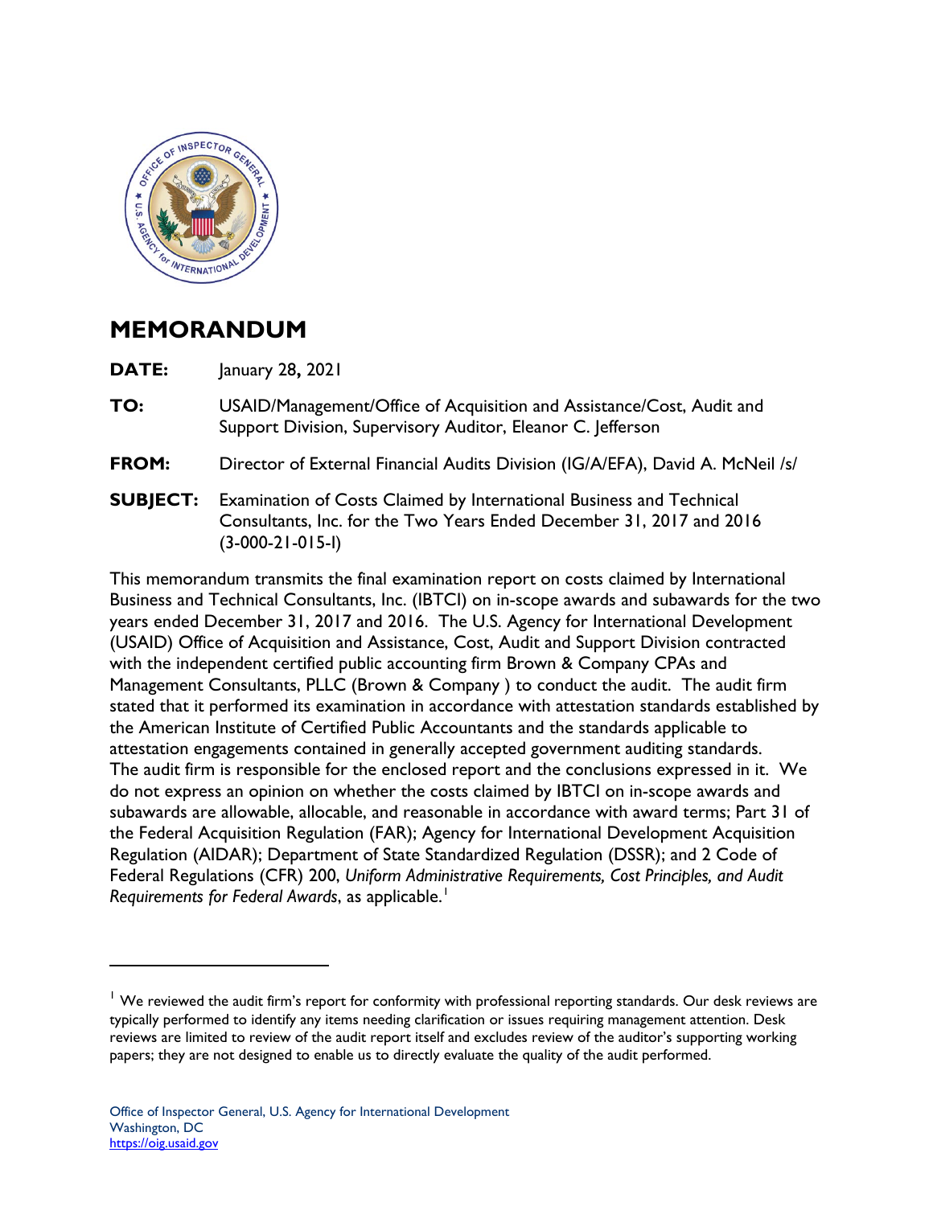# MEMORANDUM

**DATE:** January 28, 2021

**TO:** USAID/Management/Office of Acquisition and Assistance/Cost, Audit and Support Division, Supervisory Auditor, Eleanor C. Jefferson

**FROM:** Director of External Financial Audits Division (IG/A/EFA), David A. McNeil /s/

**SUBJECT:** Examination of Costs Claimed by International Business and Technical Consultants, Inc. for the Two Years Ended December 31, 2017 and 2016 (3-000-21-015-I)

This memorandum transmits the final examination report on costs claimed by International Business and Technical Consultants, Inc. (IBTCI) on in-scope awards and subawards for the two years ended December 31, 2017 and 2016. The U.S. Agency for International Development (USAID) Office of Acquisition and Assistance, Cost, Audit and Support Division contracted with the independent certified public accounting firm Brown & Company CPAs and Management Consultants, PLLC (Brown & Company ) to conduct the audit. The audit firm stated that it performed its examination in accordance with attestation standards established by the American Institute of Certified Public Accountants and the standards applicable to attestation engagements contained in generally accepted government auditing standards. The audit firm is responsible for the enclosed report and the conclusions expressed in it. We do not express an opinion on whether the costs claimed by IBTCI on in-scope awards and subawards are allowable, allocable, and reasonable in accordance with award terms; Part 31 of the Federal Acquisition Regulation (FAR); Agency for International Development Acquisition Regulation (AIDAR); Department of State Standardized Regulation (DSSR); and 2 Code of Federal Regulations (CFR) 200, *Uniform Administrative Requirements, Cost Principles, and Audit Requirements for Federal Awards*, as applicable.[1]

---

[1] We reviewed the audit firm's report for conformity with professional reporting standards. Our desk reviews are typically performed to identify any items needing clarification or issues requiring management attention. Desk reviews are limited to review of the audit report itself and excludes review of the auditor's supporting working papers; they are not designed to enable us to directly evaluate the quality of the audit performed.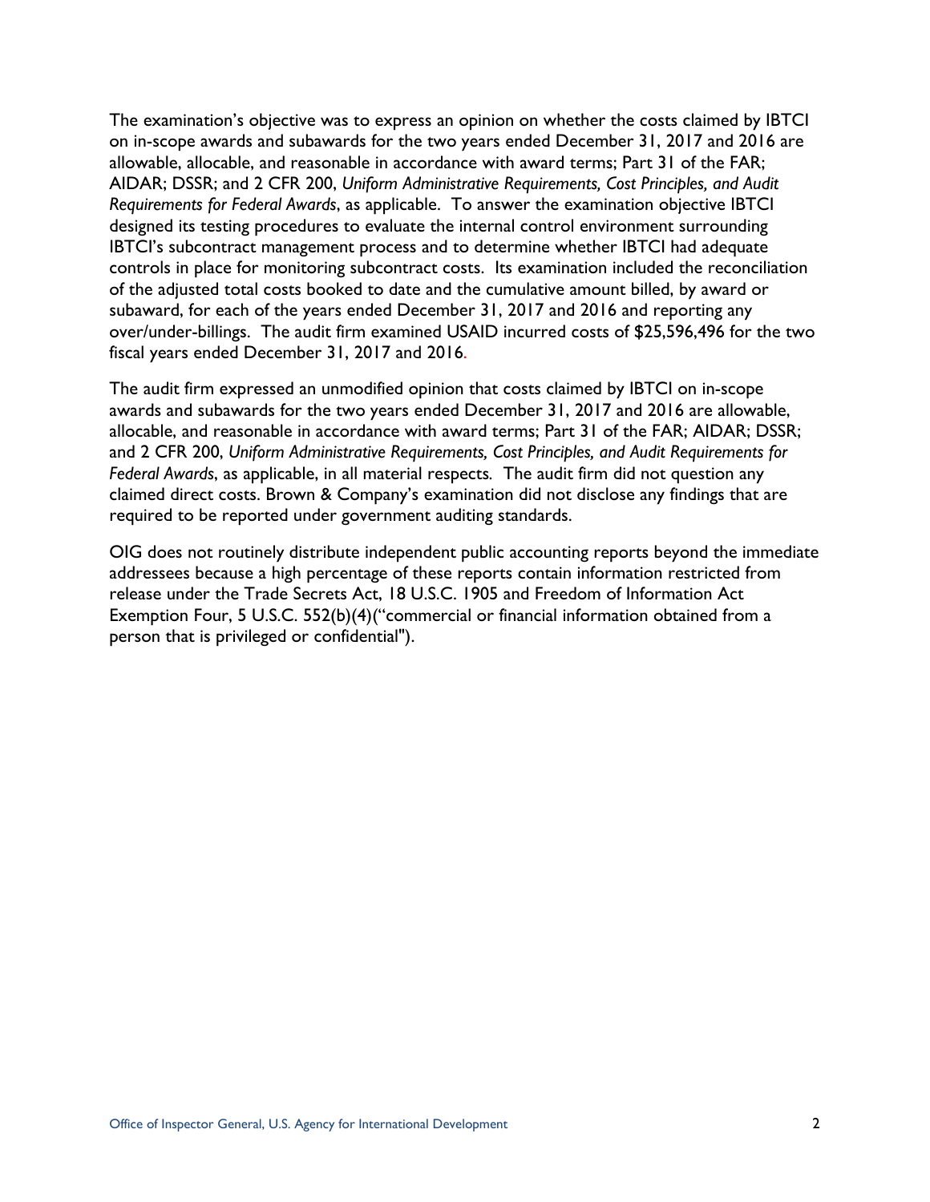The examination's objective was to express an opinion on whether the costs claimed by IBTCI on in-scope awards and subawards for the two years ended December 31, 2017 and 2016 are allowable, allocable, and reasonable in accordance with award terms; Part 31 of the FAR; AIDAR; DSSR; and 2 CFR 200, *Uniform Administrative Requirements, Cost Principles, and Audit Requirements for Federal Awards*, as applicable. To answer the examination objective IBTCI designed its testing procedures to evaluate the internal control environment surrounding IBTCI's subcontract management process and to determine whether IBTCI had adequate controls in place for monitoring subcontract costs. Its examination included the reconciliation of the adjusted total costs booked to date and the cumulative amount billed, by award or subaward, for each of the years ended December 31, 2017 and 2016 and reporting any over/under-billings. The audit firm examined USAID incurred costs of $25,596,496 for the two fiscal years ended December 31, 2017 and 2016.

The audit firm expressed an unmodified opinion that costs claimed by IBTCI on in-scope awards and subawards for the two years ended December 31, 2017 and 2016 are allowable, allocable, and reasonable in accordance with award terms; Part 31 of the FAR; AIDAR; DSSR; and 2 CFR 200, *Uniform Administrative Requirements, Cost Principles, and Audit Requirements for Federal Awards*, as applicable, in all material respects. The audit firm did not question any claimed direct costs. Brown & Company's examination did not disclose any findings that are required to be reported under government auditing standards.

OIG does not routinely distribute independent public accounting reports beyond the immediate addressees because a high percentage of these reports contain information restricted from release under the Trade Secrets Act, 18 U.S.C. 1905 and Freedom of Information Act Exemption Four, 5 U.S.C. 552(b)(4)("commercial or financial information obtained from a person that is privileged or confidential").